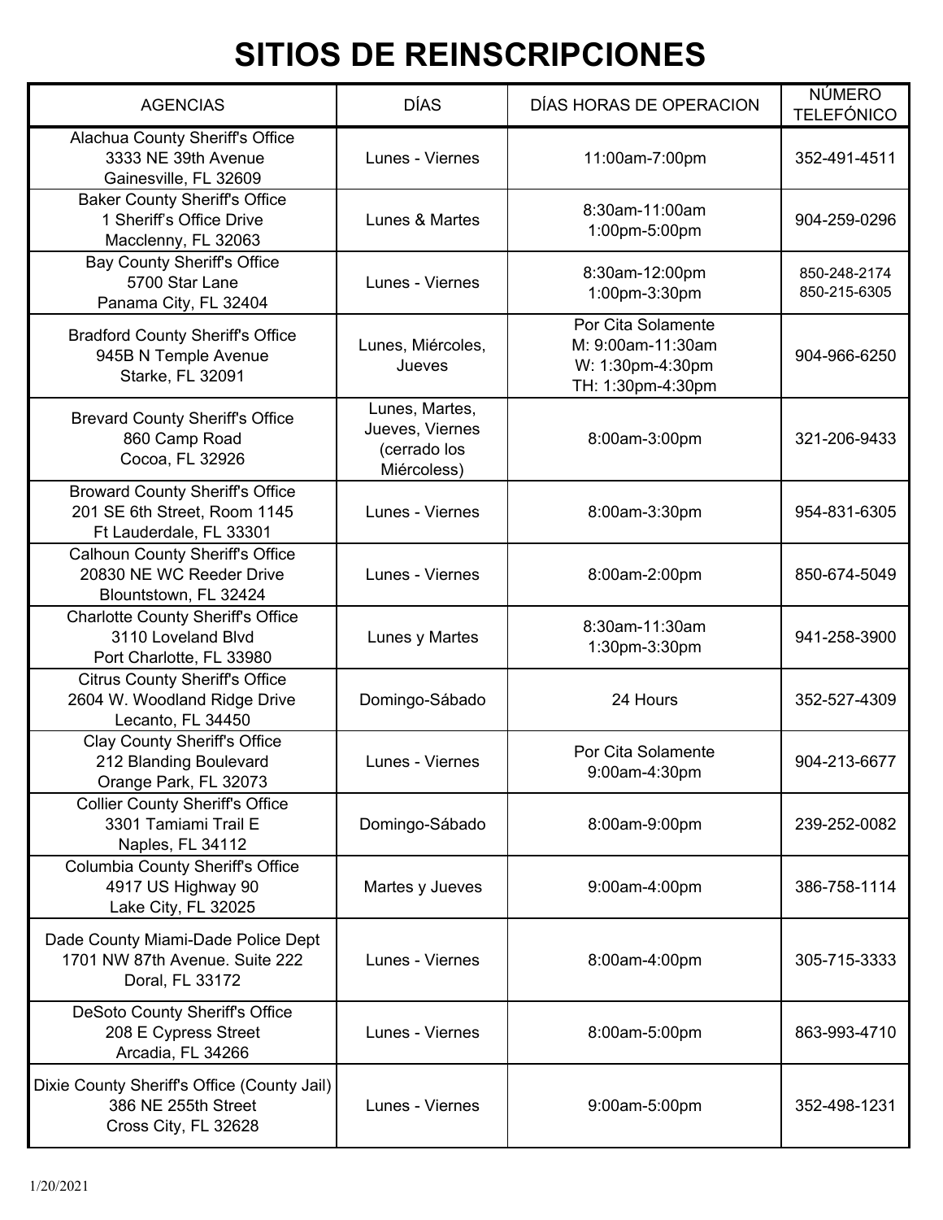# SITIOS DE REINSCRIPCIONES

| AGENCIAS | DÍAS | DÍAS HORAS DE OPERACION | NÚMERO TELEFÓNICO |
|---|---|---|---|
| Alachua County Sheriff's Office<br>3333 NE 39th Avenue<br>Gainesville, FL 32609 | Lunes - Viernes | 11:00am-7:00pm | 352-491-4511 |
| Baker County Sheriff's Office<br>1 Sheriff's Office Drive<br>Macclenny, FL 32063 | Lunes & Martes | 8:30am-11:00am<br>1:00pm-5:00pm | 904-259-0296 |
| Bay County Sheriff's Office<br>5700 Star Lane<br>Panama City, FL 32404 | Lunes - Viernes | 8:30am-12:00pm<br>1:00pm-3:30pm | 850-248-2174<br>850-215-6305 |
| Bradford County Sheriff's Office<br>945B N Temple Avenue<br>Starke, FL 32091 | Lunes, Miércoles, Jueves | Por Cita Solamente<br>M: 9:00am-11:30am<br>W: 1:30pm-4:30pm<br>TH: 1:30pm-4:30pm | 904-966-6250 |
| Brevard County Sheriff's Office<br>860 Camp Road<br>Cocoa, FL 32926 | Lunes, Martes, Jueves, Viernes (cerrado los Miércoless) | 8:00am-3:00pm | 321-206-9433 |
| Broward County Sheriff's Office<br>201 SE 6th Street, Room 1145<br>Ft Lauderdale, FL 33301 | Lunes - Viernes | 8:00am-3:30pm | 954-831-6305 |
| Calhoun County Sheriff's Office<br>20830 NE WC Reeder Drive<br>Blountstown, FL 32424 | Lunes - Viernes | 8:00am-2:00pm | 850-674-5049 |
| Charlotte County Sheriff's Office<br>3110 Loveland Blvd<br>Port Charlotte, FL 33980 | Lunes y Martes | 8:30am-11:30am<br>1:30pm-3:30pm | 941-258-3900 |
| Citrus County Sheriff's Office<br>2604 W. Woodland Ridge Drive<br>Lecanto, FL 34450 | Domingo-Sábado | 24 Hours | 352-527-4309 |
| Clay County Sheriff's Office<br>212 Blanding Boulevard<br>Orange Park, FL 32073 | Lunes - Viernes | Por Cita Solamente<br>9:00am-4:30pm | 904-213-6677 |
| Collier County Sheriff's Office<br>3301 Tamiami Trail E<br>Naples, FL 34112 | Domingo-Sábado | 8:00am-9:00pm | 239-252-0082 |
| Columbia County Sheriff's Office<br>4917 US Highway 90<br>Lake City, FL 32025 | Martes y Jueves | 9:00am-4:00pm | 386-758-1114 |
| Dade County Miami-Dade Police Dept<br>1701 NW 87th Avenue. Suite 222<br>Doral, FL 33172 | Lunes - Viernes | 8:00am-4:00pm | 305-715-3333 |
| DeSoto County Sheriff's Office<br>208 E Cypress Street<br>Arcadia, FL 34266 | Lunes - Viernes | 8:00am-5:00pm | 863-993-4710 |
| Dixie County Sheriff's Office (County Jail)<br>386 NE 255th Street<br>Cross City, FL 32628 | Lunes - Viernes | 9:00am-5:00pm | 352-498-1231 |

1/20/2021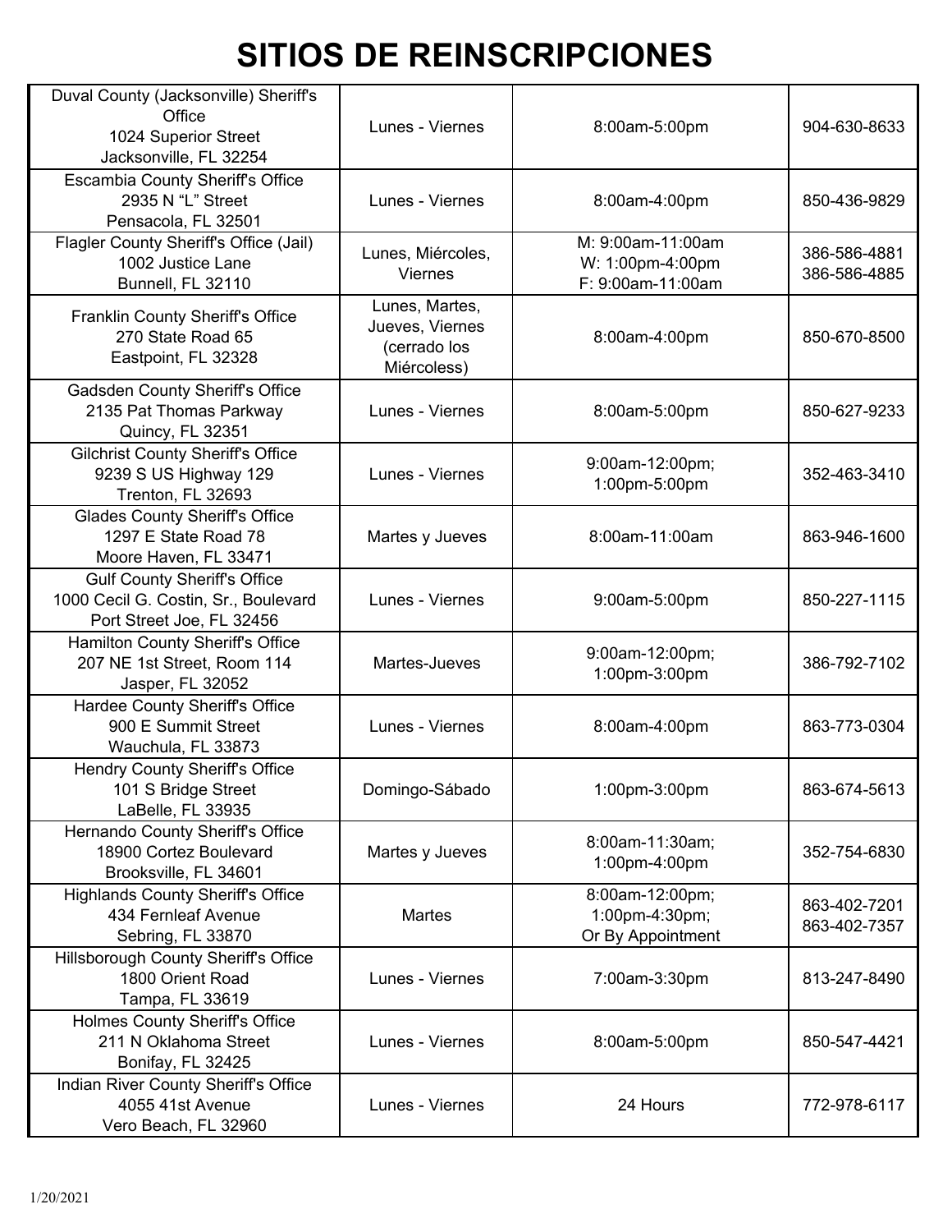# SITIOS DE REINSCRIPCIONES

| | | | |
|---|---|---|---|
| Duval County (Jacksonville) Sheriff's Office<br>1024 Superior Street<br>Jacksonville, FL 32254 | Lunes - Viernes | 8:00am-5:00pm | 904-630-8633 |
| Escambia County Sheriff's Office<br>2935 N "L" Street<br>Pensacola, FL 32501 | Lunes - Viernes | 8:00am-4:00pm | 850-436-9829 |
| Flagler County Sheriff's Office (Jail)<br>1002 Justice Lane<br>Bunnell, FL 32110 | Lunes, Miércoles, Viernes | M: 9:00am-11:00am<br>W: 1:00pm-4:00pm<br>F: 9:00am-11:00am | 386-586-4881<br>386-586-4885 |
| Franklin County Sheriff's Office<br>270 State Road 65<br>Eastpoint, FL 32328 | Lunes, Martes, Jueves, Viernes (cerrado los Miércoless) | 8:00am-4:00pm | 850-670-8500 |
| Gadsden County Sheriff's Office<br>2135 Pat Thomas Parkway<br>Quincy, FL 32351 | Lunes - Viernes | 8:00am-5:00pm | 850-627-9233 |
| Gilchrist County Sheriff's Office<br>9239 S US Highway 129<br>Trenton, FL 32693 | Lunes - Viernes | 9:00am-12:00pm;<br>1:00pm-5:00pm | 352-463-3410 |
| Glades County Sheriff's Office<br>1297 E State Road 78<br>Moore Haven, FL 33471 | Martes y Jueves | 8:00am-11:00am | 863-946-1600 |
| Gulf County Sheriff's Office<br>1000 Cecil G. Costin, Sr., Boulevard<br>Port Street Joe, FL 32456 | Lunes - Viernes | 9:00am-5:00pm | 850-227-1115 |
| Hamilton County Sheriff's Office<br>207 NE 1st Street, Room 114<br>Jasper, FL 32052 | Martes-Jueves | 9:00am-12:00pm;<br>1:00pm-3:00pm | 386-792-7102 |
| Hardee County Sheriff's Office<br>900 E Summit Street<br>Wauchula, FL 33873 | Lunes - Viernes | 8:00am-4:00pm | 863-773-0304 |
| Hendry County Sheriff's Office<br>101 S Bridge Street<br>LaBelle, FL 33935 | Domingo-Sábado | 1:00pm-3:00pm | 863-674-5613 |
| Hernando County Sheriff's Office<br>18900 Cortez Boulevard<br>Brooksville, FL 34601 | Martes y Jueves | 8:00am-11:30am;<br>1:00pm-4:00pm | 352-754-6830 |
| Highlands County Sheriff's Office<br>434 Fernleaf Avenue<br>Sebring, FL 33870 | Martes | 8:00am-12:00pm;<br>1:00pm-4:30pm;<br>Or By Appointment | 863-402-7201<br>863-402-7357 |
| Hillsborough County Sheriff's Office<br>1800 Orient Road<br>Tampa, FL 33619 | Lunes - Viernes | 7:00am-3:30pm | 813-247-8490 |
| Holmes County Sheriff's Office<br>211 N Oklahoma Street<br>Bonifay, FL 32425 | Lunes - Viernes | 8:00am-5:00pm | 850-547-4421 |
| Indian River County Sheriff's Office<br>4055 41st Avenue<br>Vero Beach, FL 32960 | Lunes - Viernes | 24 Hours | 772-978-6117 |

1/20/2021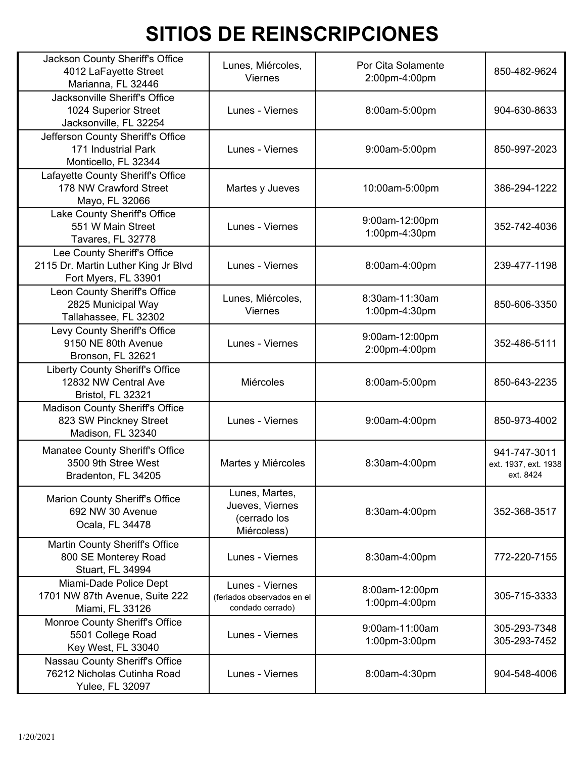# SITIOS DE REINSCRIPCIONES

| Sitio | Días | Horario | Teléfono |
|---|---|---|---|
| Jackson County Sheriff's Office<br>4012 LaFayette Street<br>Marianna, FL 32446 | Lunes, Miércoles, Viernes | Por Cita Solamente<br>2:00pm-4:00pm | 850-482-9624 |
| Jacksonville Sheriff's Office<br>1024 Superior Street<br>Jacksonville, FL 32254 | Lunes - Viernes | 8:00am-5:00pm | 904-630-8633 |
| Jefferson County Sheriff's Office<br>171 Industrial Park<br>Monticello, FL 32344 | Lunes - Viernes | 9:00am-5:00pm | 850-997-2023 |
| Lafayette County Sheriff's Office<br>178 NW Crawford Street<br>Mayo, FL 32066 | Martes y Jueves | 10:00am-5:00pm | 386-294-1222 |
| Lake County Sheriff's Office<br>551 W Main Street<br>Tavares, FL 32778 | Lunes - Viernes | 9:00am-12:00pm<br>1:00pm-4:30pm | 352-742-4036 |
| Lee County Sheriff's Office<br>2115 Dr. Martin Luther King Jr Blvd<br>Fort Myers, FL 33901 | Lunes - Viernes | 8:00am-4:00pm | 239-477-1198 |
| Leon County Sheriff's Office<br>2825 Municipal Way<br>Tallahassee, FL 32302 | Lunes, Miércoles, Viernes | 8:30am-11:30am<br>1:00pm-4:30pm | 850-606-3350 |
| Levy County Sheriff's Office<br>9150 NE 80th Avenue<br>Bronson, FL 32621 | Lunes - Viernes | 9:00am-12:00pm<br>2:00pm-4:00pm | 352-486-5111 |
| Liberty County Sheriff's Office<br>12832 NW Central Ave<br>Bristol, FL 32321 | Miércoles | 8:00am-5:00pm | 850-643-2235 |
| Madison County Sheriff's Office<br>823 SW Pinckney Street<br>Madison, FL 32340 | Lunes - Viernes | 9:00am-4:00pm | 850-973-4002 |
| Manatee County Sheriff's Office<br>3500 9th Stree West<br>Bradenton, FL 34205 | Martes y Miércoles | 8:30am-4:00pm | 941-747-3011<br>ext. 1937, ext. 1938<br>ext. 8424 |
| Marion County Sheriff's Office<br>692 NW 30 Avenue<br>Ocala, FL 34478 | Lunes, Martes, Jueves, Viernes (cerrado los Miércoless) | 8:30am-4:00pm | 352-368-3517 |
| Martin County Sheriff's Office<br>800 SE Monterey Road<br>Stuart, FL 34994 | Lunes - Viernes | 8:30am-4:00pm | 772-220-7155 |
| Miami-Dade Police Dept<br>1701 NW 87th Avenue, Suite 222<br>Miami, FL 33126 | Lunes - Viernes<br>(feriados observados en el condado cerrado) | 8:00am-12:00pm<br>1:00pm-4:00pm | 305-715-3333 |
| Monroe County Sheriff's Office<br>5501 College Road<br>Key West, FL 33040 | Lunes - Viernes | 9:00am-11:00am<br>1:00pm-3:00pm | 305-293-7348<br>305-293-7452 |
| Nassau County Sheriff's Office<br>76212 Nicholas Cutinha Road<br>Yulee, FL 32097 | Lunes - Viernes | 8:00am-4:30pm | 904-548-4006 |

1/20/2021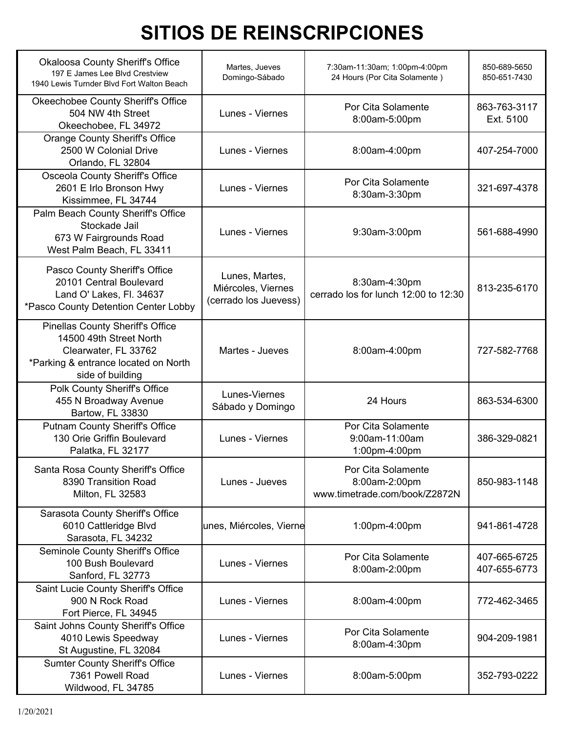# SITIOS DE REINSCRIPCIONES

| | | | |
|---|---|---|---|
| Okaloosa County Sheriff's Office<br>197 E James Lee Blvd Crestview<br>1940 Lewis Turnder Blvd Fort Walton Beach | Martes, Jueves<br>Domingo-Sábado | 7:30am-11:30am; 1:00pm-4:00pm<br>24 Hours (Por Cita Solamente ) | 850-689-5650<br>850-651-7430 |
| Okeechobee County Sheriff's Office<br>504 NW 4th Street<br>Okeechobee, FL 34972 | Lunes - Viernes | Por Cita Solamente<br>8:00am-5:00pm | 863-763-3117<br>Ext. 5100 |
| Orange County Sheriff's Office<br>2500 W Colonial Drive<br>Orlando, FL 32804 | Lunes - Viernes | 8:00am-4:00pm | 407-254-7000 |
| Osceola County Sheriff's Office<br>2601 E Irlo Bronson Hwy<br>Kissimmee, FL 34744 | Lunes - Viernes | Por Cita Solamente<br>8:30am-3:30pm | 321-697-4378 |
| Palm Beach County Sheriff's Office<br>Stockade Jail<br>673 W Fairgrounds Road<br>West Palm Beach, FL 33411 | Lunes - Viernes | 9:30am-3:00pm | 561-688-4990 |
| Pasco County Sheriff's Office<br>20101 Central Boulevard<br>Land O' Lakes, Fl. 34637<br>*Pasco County Detention Center Lobby | Lunes, Martes,<br>Miércoles, Viernes<br>(cerrado los Juevess) | 8:30am-4:30pm<br>cerrado los for lunch 12:00 to 12:30 | 813-235-6170 |
| Pinellas County Sheriff's Office<br>14500 49th Street North<br>Clearwater, FL 33762<br>*Parking & entrance located on North side of building | Martes - Jueves | 8:00am-4:00pm | 727-582-7768 |
| Polk County Sheriff's Office<br>455 N Broadway Avenue<br>Bartow, FL 33830 | Lunes-Viernes<br>Sábado y Domingo | 24 Hours | 863-534-6300 |
| Putnam County Sheriff's Office<br>130 Orie Griffin Boulevard<br>Palatka, FL 32177 | Lunes - Viernes | Por Cita Solamente<br>9:00am-11:00am<br>1:00pm-4:00pm | 386-329-0821 |
| Santa Rosa County Sheriff's Office<br>8390 Transition Road<br>Milton, FL 32583 | Lunes - Jueves | Por Cita Solamente<br>8:00am-2:00pm<br>www.timetrade.com/book/Z2872N | 850-983-1148 |
| Sarasota County Sheriff's Office<br>6010 Cattleridge Blvd<br>Sarasota, FL 34232 | unes, Miércoles, Vierne | 1:00pm-4:00pm | 941-861-4728 |
| Seminole County Sheriff's Office<br>100 Bush Boulevard<br>Sanford, FL 32773 | Lunes - Viernes | Por Cita Solamente<br>8:00am-2:00pm | 407-665-6725<br>407-655-6773 |
| Saint Lucie County Sheriff's Office<br>900 N Rock Road<br>Fort Pierce, FL 34945 | Lunes - Viernes | 8:00am-4:00pm | 772-462-3465 |
| Saint Johns County Sheriff's Office<br>4010 Lewis Speedway<br>St Augustine, FL 32084 | Lunes - Viernes | Por Cita Solamente<br>8:00am-4:30pm | 904-209-1981 |
| Sumter County Sheriff's Office<br>7361 Powell Road<br>Wildwood, FL 34785 | Lunes - Viernes | 8:00am-5:00pm | 352-793-0222 |

1/20/2021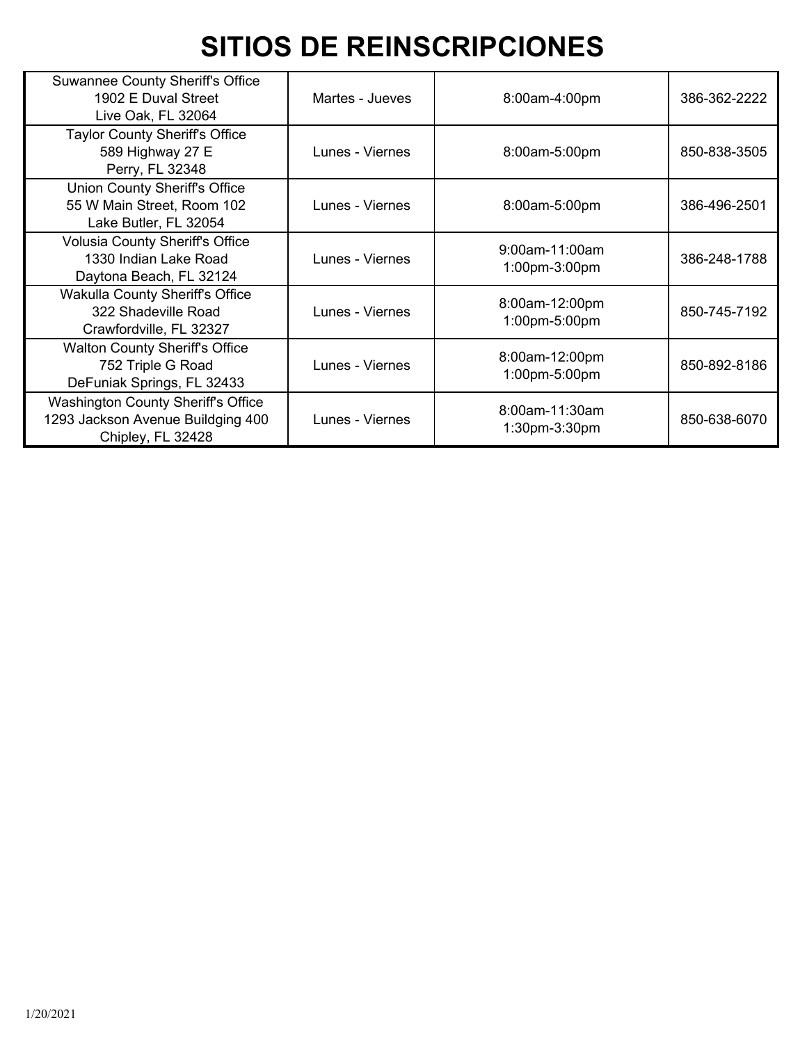# SITIOS DE REINSCRIPCIONES

| | | | |
|---|---|---|---|
| Suwannee County Sheriff's Office<br>1902 E Duval Street<br>Live Oak, FL 32064 | Martes - Jueves | 8:00am-4:00pm | 386-362-2222 |
| Taylor County Sheriff's Office<br>589 Highway 27 E<br>Perry, FL 32348 | Lunes - Viernes | 8:00am-5:00pm | 850-838-3505 |
| Union County Sheriff's Office<br>55 W Main Street, Room 102<br>Lake Butler, FL 32054 | Lunes - Viernes | 8:00am-5:00pm | 386-496-2501 |
| Volusia County Sheriff's Office<br>1330 Indian Lake Road<br>Daytona Beach, FL 32124 | Lunes - Viernes | 9:00am-11:00am<br>1:00pm-3:00pm | 386-248-1788 |
| Wakulla County Sheriff's Office<br>322 Shadeville Road<br>Crawfordville, FL 32327 | Lunes - Viernes | 8:00am-12:00pm<br>1:00pm-5:00pm | 850-745-7192 |
| Walton County Sheriff's Office<br>752 Triple G Road<br>DeFuniak Springs, FL 32433 | Lunes - Viernes | 8:00am-12:00pm<br>1:00pm-5:00pm | 850-892-8186 |
| Washington County Sheriff's Office<br>1293 Jackson Avenue Buildging 400<br>Chipley, FL 32428 | Lunes - Viernes | 8:00am-11:30am<br>1:30pm-3:30pm | 850-638-6070 |

1/20/2021